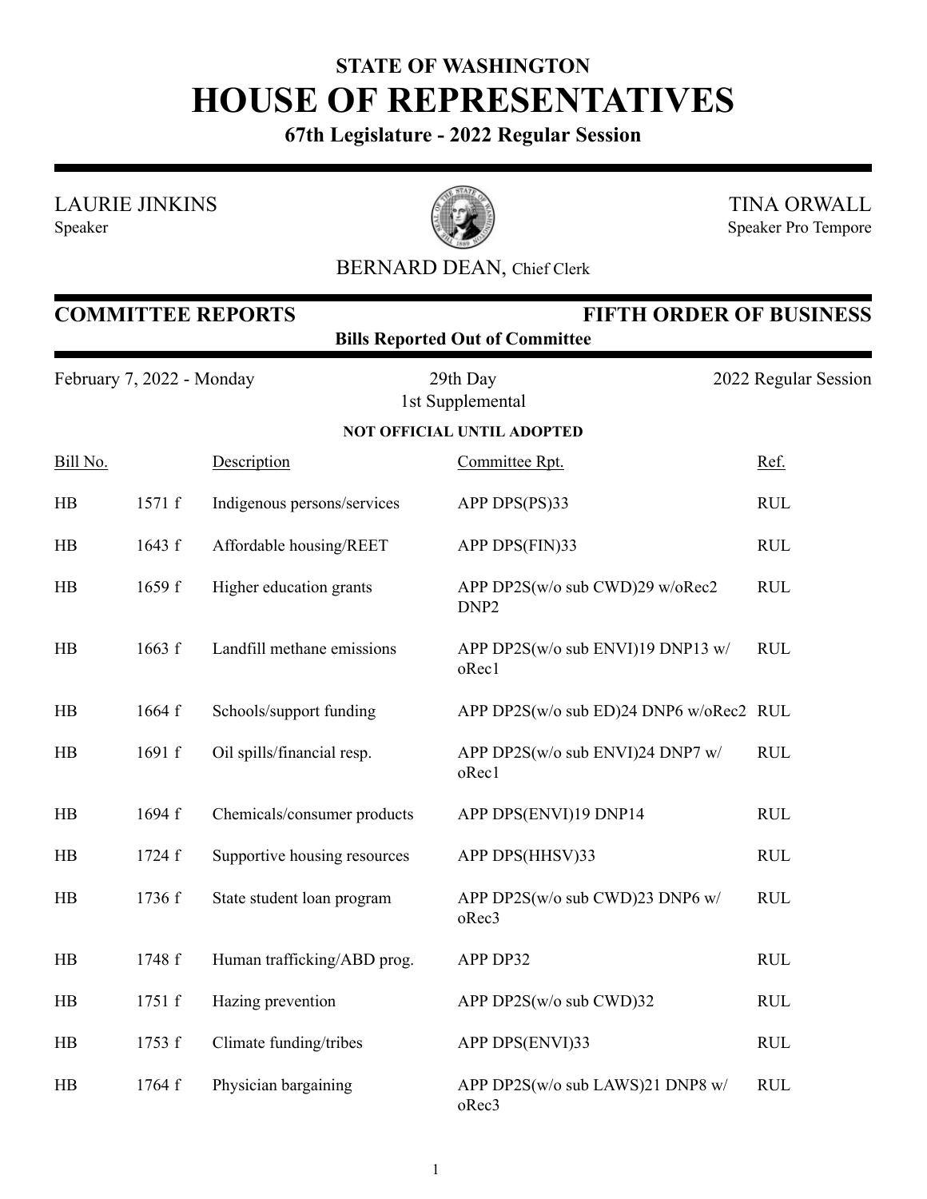**STATE OF WASHINGTON**

# HOUSE OF REPRESENTATIVES

**67th Legislature - 2022 Regular Session**

LAURIE JINKINS
Speaker

TINA ORWALL
Speaker Pro Tempore

BERNARD DEAN, Chief Clerk

## COMMITTEE REPORTS — FIFTH ORDER OF BUSINESS

**Bills Reported Out of Committee**

February 7, 2022 - Monday — 29th Day — 2022 Regular Session

1st Supplemental

**NOT OFFICIAL UNTIL ADOPTED**

| Bill No. | | Description | Committee Rpt. | Ref. |
|---|---|---|---|---|
| HB | 1571 f | Indigenous persons/services | APP DPS(PS)33 | RUL |
| HB | 1643 f | Affordable housing/REET | APP DPS(FIN)33 | RUL |
| HB | 1659 f | Higher education grants | APP DP2S(w/o sub CWD)29 w/oRec2 DNP2 | RUL |
| HB | 1663 f | Landfill methane emissions | APP DP2S(w/o sub ENVI)19 DNP13 w/oRec1 | RUL |
| HB | 1664 f | Schools/support funding | APP DP2S(w/o sub ED)24 DNP6 w/oRec2 | RUL |
| HB | 1691 f | Oil spills/financial resp. | APP DP2S(w/o sub ENVI)24 DNP7 w/oRec1 | RUL |
| HB | 1694 f | Chemicals/consumer products | APP DPS(ENVI)19 DNP14 | RUL |
| HB | 1724 f | Supportive housing resources | APP DPS(HHSV)33 | RUL |
| HB | 1736 f | State student loan program | APP DP2S(w/o sub CWD)23 DNP6 w/oRec3 | RUL |
| HB | 1748 f | Human trafficking/ABD prog. | APP DP32 | RUL |
| HB | 1751 f | Hazing prevention | APP DP2S(w/o sub CWD)32 | RUL |
| HB | 1753 f | Climate funding/tribes | APP DPS(ENVI)33 | RUL |
| HB | 1764 f | Physician bargaining | APP DP2S(w/o sub LAWS)21 DNP8 w/oRec3 | RUL |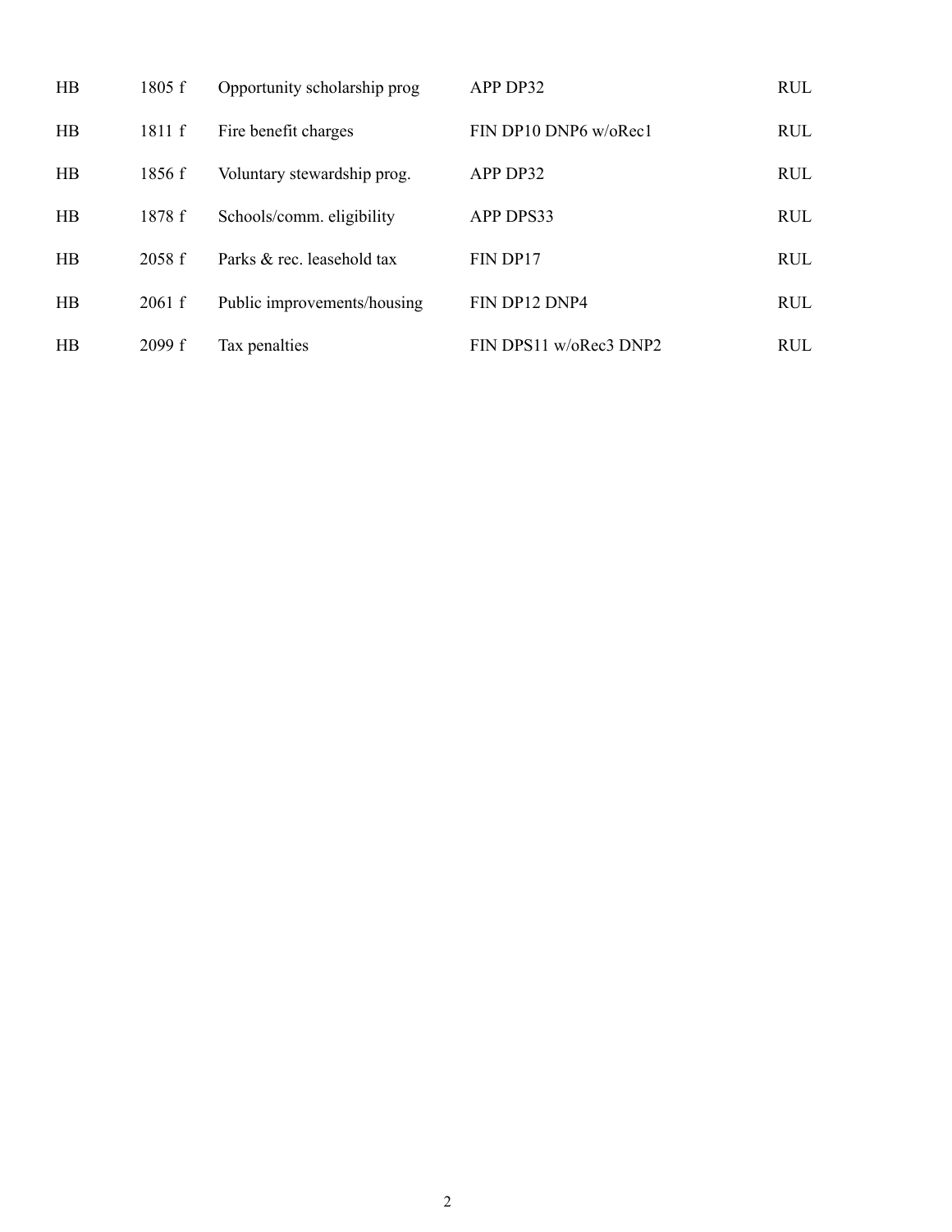| | | | | |
|---|---|---|---|---|
| HB | 1805 f | Opportunity scholarship prog | APP DP32 | RUL |
| HB | 1811 f | Fire benefit charges | FIN DP10 DNP6 w/oRec1 | RUL |
| HB | 1856 f | Voluntary stewardship prog. | APP DP32 | RUL |
| HB | 1878 f | Schools/comm. eligibility | APP DPS33 | RUL |
| HB | 2058 f | Parks & rec. leasehold tax | FIN DP17 | RUL |
| HB | 2061 f | Public improvements/housing | FIN DP12 DNP4 | RUL |
| HB | 2099 f | Tax penalties | FIN DPS11 w/oRec3 DNP2 | RUL |